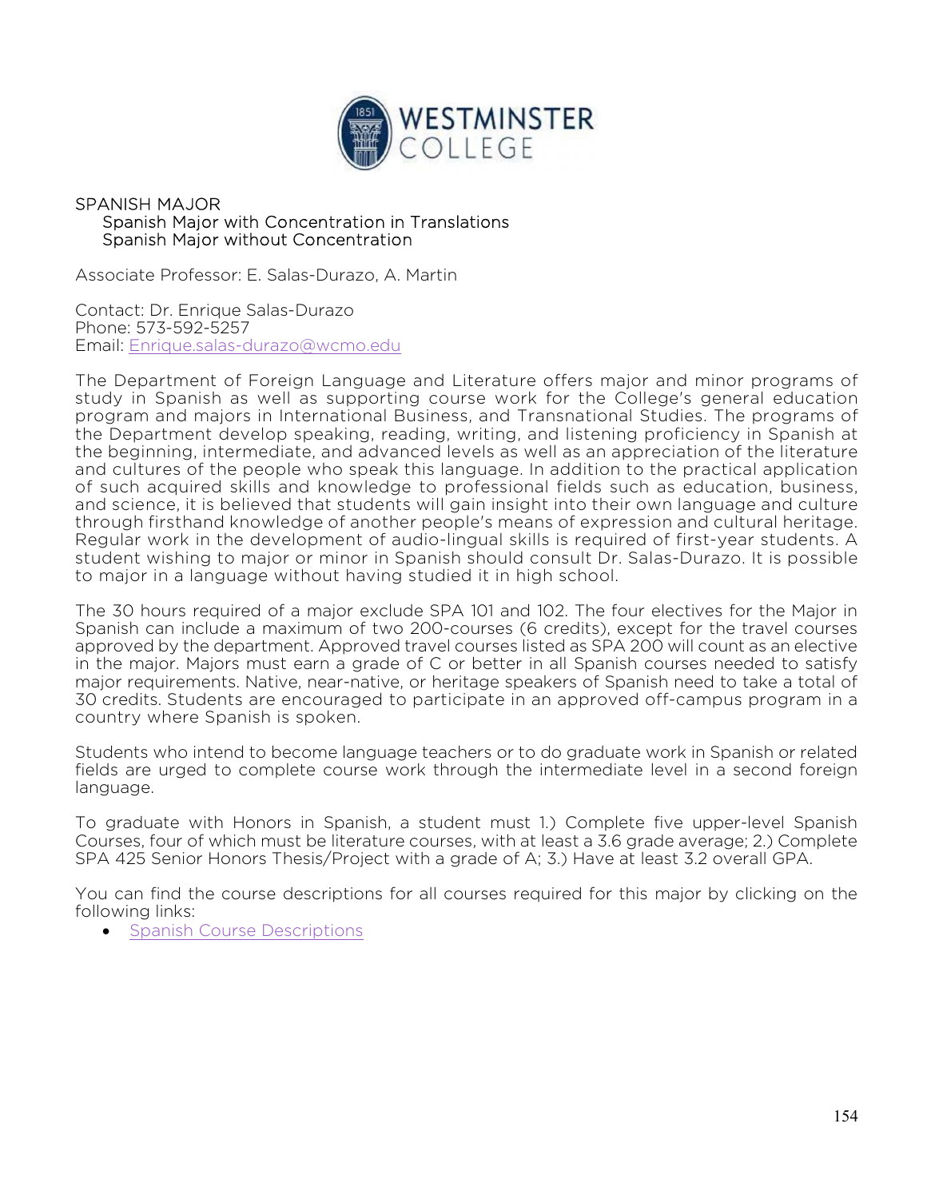# SPANISH MAJOR

## Spanish Major with Concentration in Translations

## Spanish Major without Concentration

Associate Professor: E. Salas-Durazo, A. Martin

Contact: Dr. Enrique Salas-Durazo
Phone: 573-592-5257
Email: [Enrique.salas-durazo@wcmo.edu](mailto:Enrique.salas-durazo@wcmo.edu)

The Department of Foreign Language and Literature offers major and minor programs of study in Spanish as well as supporting course work for the College's general education program and majors in International Business, and Transnational Studies. The programs of the Department develop speaking, reading, writing, and listening proficiency in Spanish at the beginning, intermediate, and advanced levels as well as an appreciation of the literature and cultures of the people who speak this language. In addition to the practical application of such acquired skills and knowledge to professional fields such as education, business, and science, it is believed that students will gain insight into their own language and culture through firsthand knowledge of another people's means of expression and cultural heritage. Regular work in the development of audio-lingual skills is required of first-year students. A student wishing to major or minor in Spanish should consult Dr. Salas-Durazo. It is possible to major in a language without having studied it in high school.

The 30 hours required of a major exclude SPA 101 and 102. The four electives for the Major in Spanish can include a maximum of two 200-courses (6 credits), except for the travel courses approved by the department. Approved travel courses listed as SPA 200 will count as an elective in the major. Majors must earn a grade of C or better in all Spanish courses needed to satisfy major requirements. Native, near-native, or heritage speakers of Spanish need to take a total of 30 credits. Students are encouraged to participate in an approved off-campus program in a country where Spanish is spoken.

Students who intend to become language teachers or to do graduate work in Spanish or related fields are urged to complete course work through the intermediate level in a second foreign language.

To graduate with Honors in Spanish, a student must 1.) Complete five upper-level Spanish Courses, four of which must be literature courses, with at least a 3.6 grade average; 2.) Complete SPA 425 Senior Honors Thesis/Project with a grade of A; 3.) Have at least 3.2 overall GPA.

You can find the course descriptions for all courses required for this major by clicking on the following links:

- Spanish Course Descriptions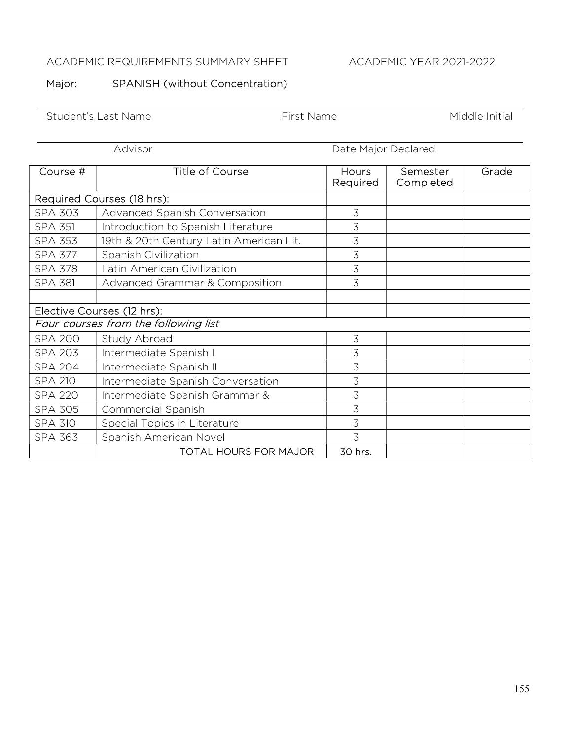ACADEMIC REQUIREMENTS SUMMARY SHEET ACADEMIC YEAR 2021-2022

Major: SPANISH (without Concentration)

Student's Last Name First Name Middle Initial

Advisor Date Major Declared

| Course # | Title of Course | Hours Required | Semester Completed | Grade |
|---|---|---|---|---|
| Required Courses (18 hrs): | | | | |
| SPA 303 | Advanced Spanish Conversation | 3 | | |
| SPA 351 | Introduction to Spanish Literature | 3 | | |
| SPA 353 | 19th & 20th Century Latin American Lit. | 3 | | |
| SPA 377 | Spanish Civilization | 3 | | |
| SPA 378 | Latin American Civilization | 3 | | |
| SPA 381 | Advanced Grammar & Composition | 3 | | |
| | | | | |
| Elective Courses (12 hrs): | | | | |
| *Four courses from the following list* | | | | |
| SPA 200 | Study Abroad | 3 | | |
| SPA 203 | Intermediate Spanish I | 3 | | |
| SPA 204 | Intermediate Spanish II | 3 | | |
| SPA 210 | Intermediate Spanish Conversation | 3 | | |
| SPA 220 | Intermediate Spanish Grammar & | 3 | | |
| SPA 305 | Commercial Spanish | 3 | | |
| SPA 310 | Special Topics in Literature | 3 | | |
| SPA 363 | Spanish American Novel | 3 | | |
| | TOTAL HOURS FOR MAJOR | 30 hrs. | | |